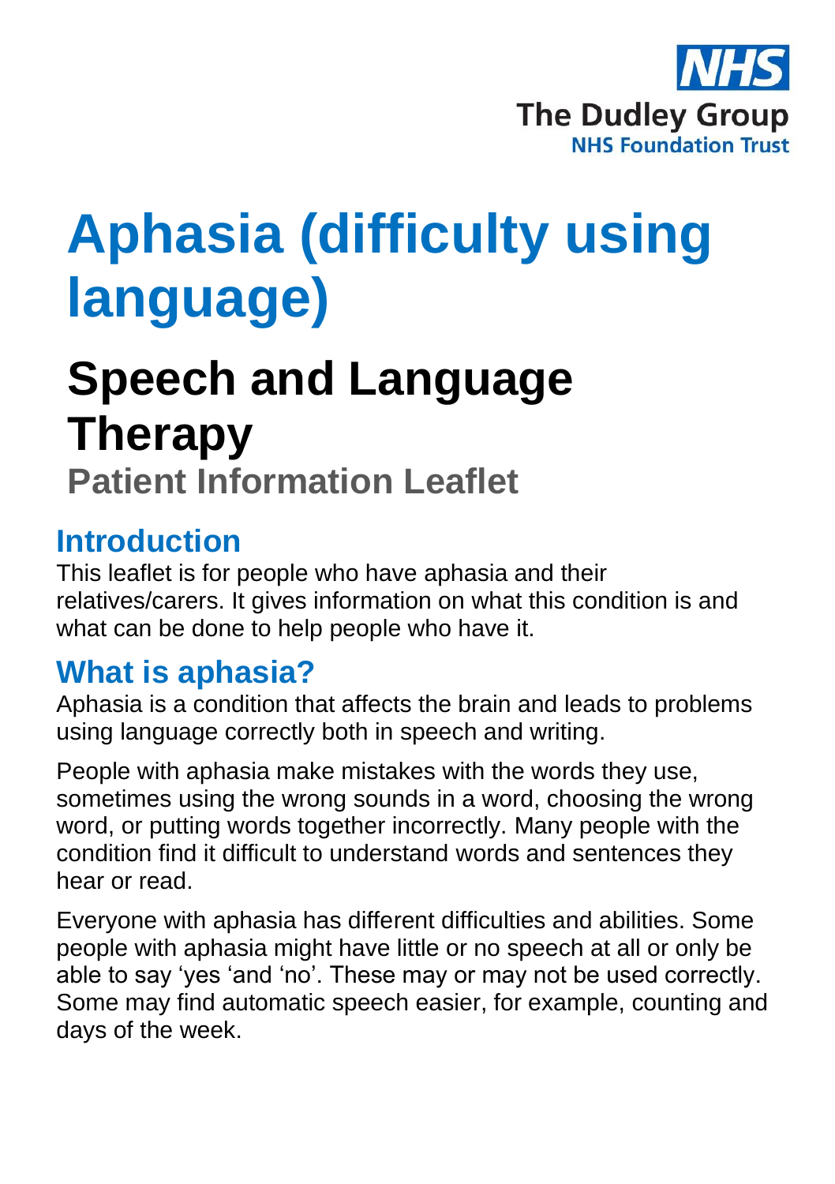NHS
The Dudley Group
NHS Foundation Trust

# Aphasia (difficulty using language)

## Speech and Language Therapy

### Patient Information Leaflet

## Introduction

This leaflet is for people who have aphasia and their relatives/carers. It gives information on what this condition is and what can be done to help people who have it.

## What is aphasia?

Aphasia is a condition that affects the brain and leads to problems using language correctly both in speech and writing.

People with aphasia make mistakes with the words they use, sometimes using the wrong sounds in a word, choosing the wrong word, or putting words together incorrectly. Many people with the condition find it difficult to understand words and sentences they hear or read.

Everyone with aphasia has different difficulties and abilities. Some people with aphasia might have little or no speech at all or only be able to say 'yes 'and 'no'. These may or may not be used correctly. Some may find automatic speech easier, for example, counting and days of the week.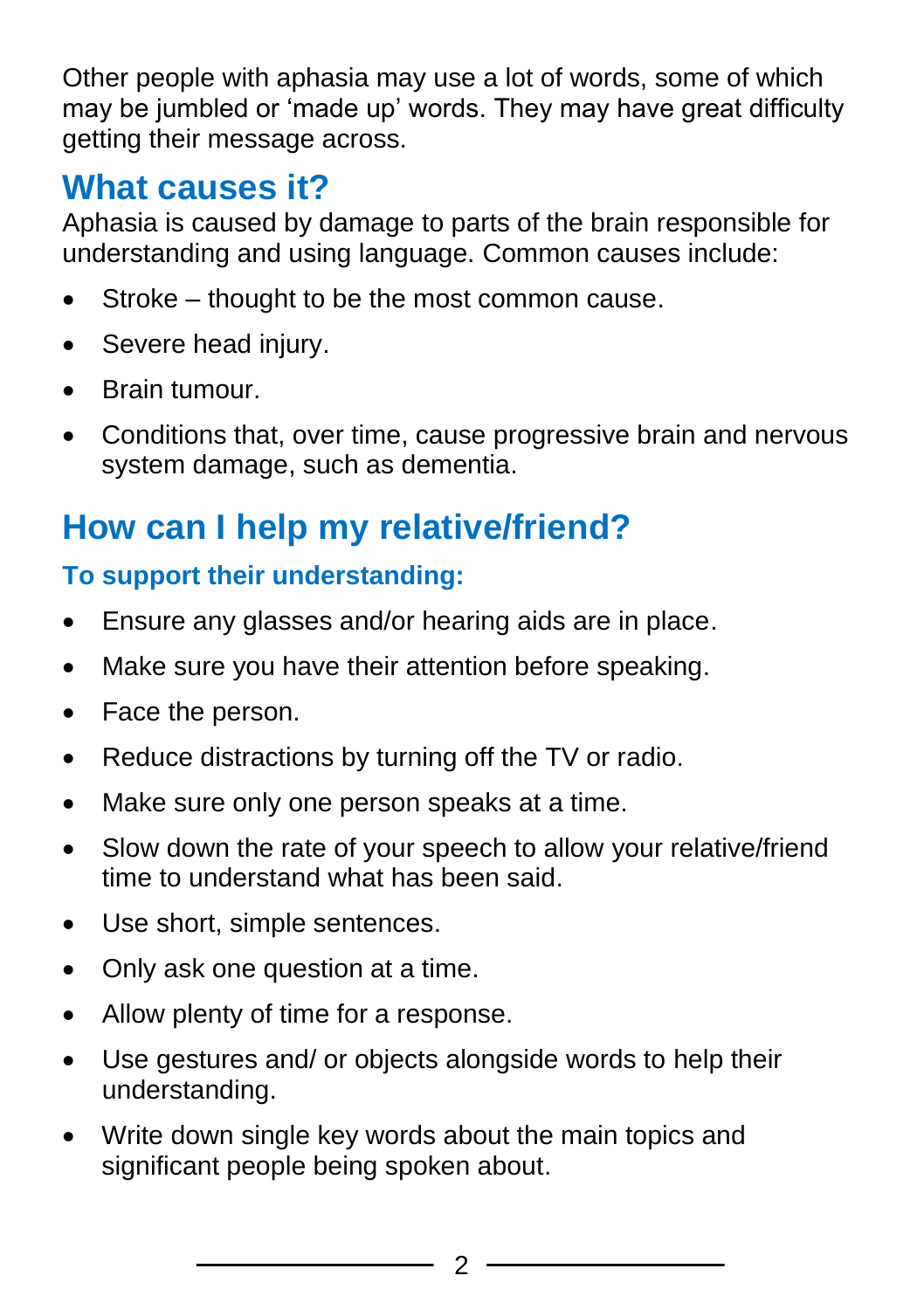Other people with aphasia may use a lot of words, some of which may be jumbled or 'made up' words. They may have great difficulty getting their message across.

## What causes it?

Aphasia is caused by damage to parts of the brain responsible for understanding and using language. Common causes include:

- Stroke – thought to be the most common cause.
- Severe head injury.
- Brain tumour.
- Conditions that, over time, cause progressive brain and nervous system damage, such as dementia.

## How can I help my relative/friend?

### To support their understanding:

- Ensure any glasses and/or hearing aids are in place.
- Make sure you have their attention before speaking.
- Face the person.
- Reduce distractions by turning off the TV or radio.
- Make sure only one person speaks at a time.
- Slow down the rate of your speech to allow your relative/friend time to understand what has been said.
- Use short, simple sentences.
- Only ask one question at a time.
- Allow plenty of time for a response.
- Use gestures and/ or objects alongside words to help their understanding.
- Write down single key words about the main topics and significant people being spoken about.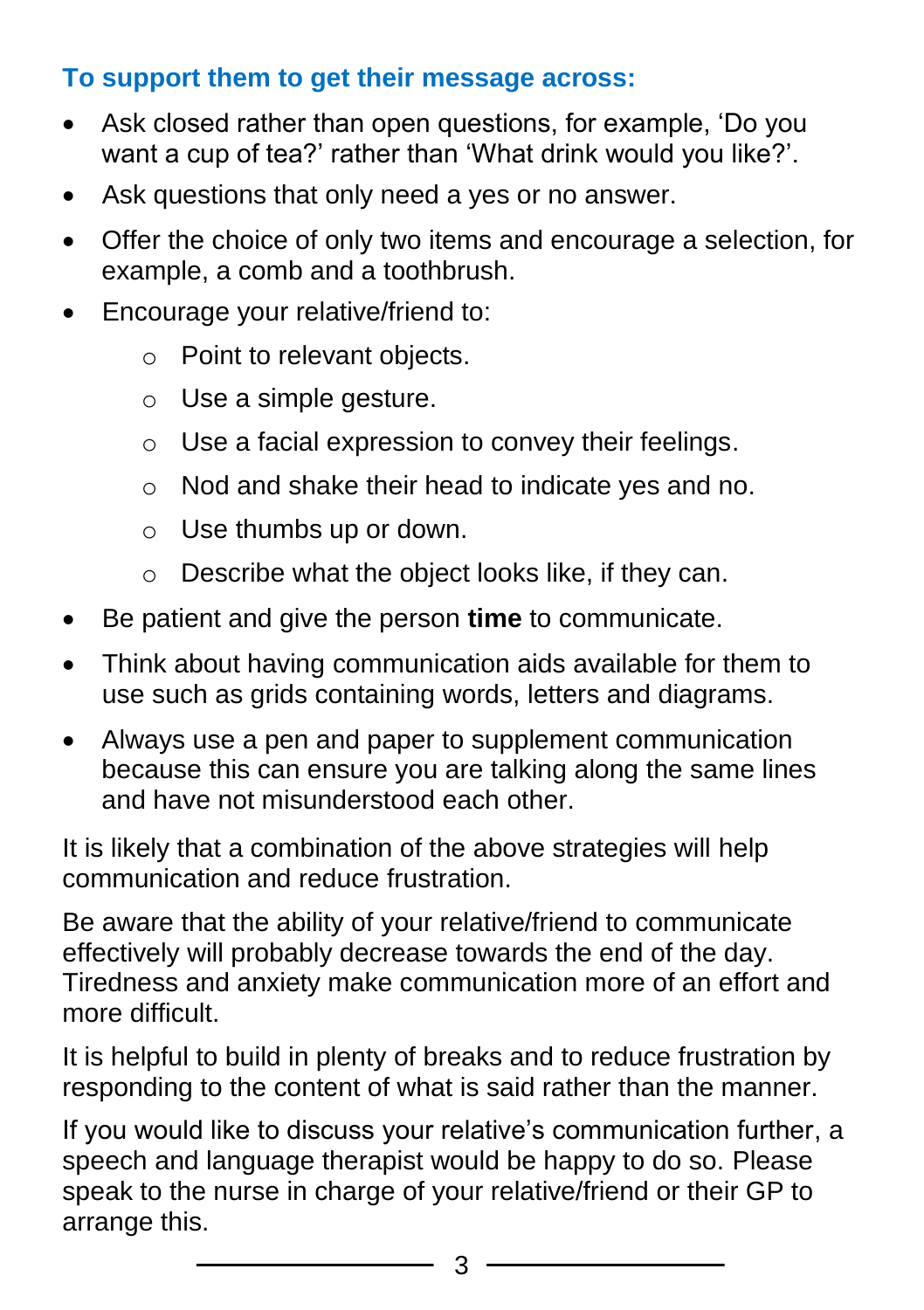### To support them to get their message across:

- Ask closed rather than open questions, for example, 'Do you want a cup of tea?' rather than 'What drink would you like?'.
- Ask questions that only need a yes or no answer.
- Offer the choice of only two items and encourage a selection, for example, a comb and a toothbrush.
- Encourage your relative/friend to:
    - Point to relevant objects.
    - Use a simple gesture.
    - Use a facial expression to convey their feelings.
    - Nod and shake their head to indicate yes and no.
    - Use thumbs up or down.
    - Describe what the object looks like, if they can.
- Be patient and give the person **time** to communicate.
- Think about having communication aids available for them to use such as grids containing words, letters and diagrams.
- Always use a pen and paper to supplement communication because this can ensure you are talking along the same lines and have not misunderstood each other.

It is likely that a combination of the above strategies will help communication and reduce frustration.

Be aware that the ability of your relative/friend to communicate effectively will probably decrease towards the end of the day. Tiredness and anxiety make communication more of an effort and more difficult.

It is helpful to build in plenty of breaks and to reduce frustration by responding to the content of what is said rather than the manner.

If you would like to discuss your relative's communication further, a speech and language therapist would be happy to do so. Please speak to the nurse in charge of your relative/friend or their GP to arrange this.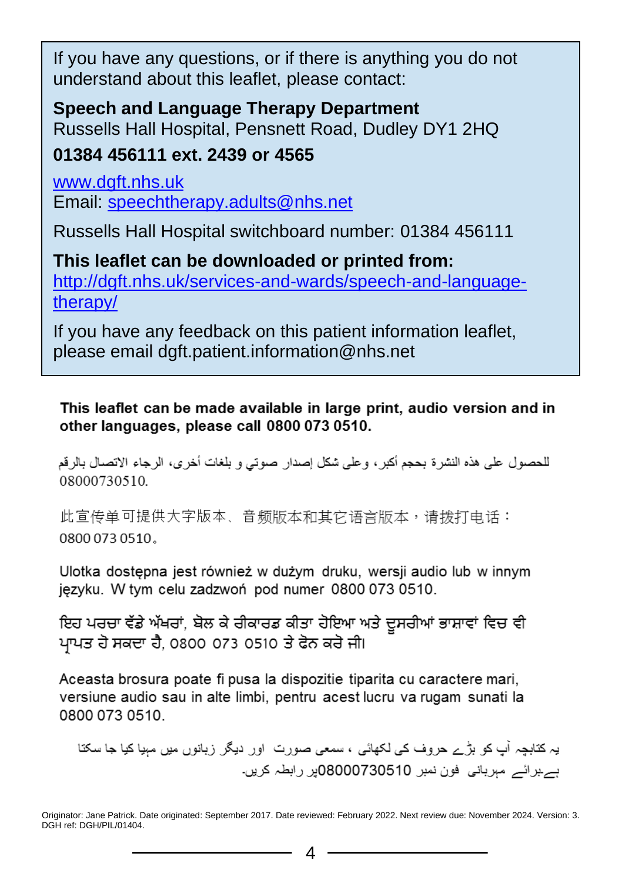If you have any questions, or if there is anything you do not understand about this leaflet, please contact:

**Speech and Language Therapy Department**
Russells Hall Hospital, Pensnett Road, Dudley DY1 2HQ

**01384 456111 ext. 2439 or 4565**

[www.dgft.nhs.uk](http://www.dgft.nhs.uk)
Email: [speechtherapy.adults@nhs.net](mailto:speechtherapy.adults@nhs.net)

Russells Hall Hospital switchboard number: 01384 456111

**This leaflet can be downloaded or printed from:**
[http://dgft.nhs.uk/services-and-wards/speech-and-language-therapy/](http://dgft.nhs.uk/services-and-wards/speech-and-language-therapy/)

If you have any feedback on this patient information leaflet, please email dgft.patient.information@nhs.net

**This leaflet can be made available in large print, audio version and in other languages, please call 0800 073 0510.**

للحصول على هذه النشرة بحجم أكبر، وعلى شكل إصدار صوتي و بلغات أخرى، الرجاء الاتصال بالرقم 08000730510.

此宣传单可提供大字版本、音频版本和其它语言版本，请拨打电话：0800 073 0510。

Ulotka dostępna jest również w dużym druku, wersji audio lub w innym języku. W tym celu zadzwoń pod numer 0800 073 0510.

ਇਹ ਪਰਚਾ ਵੱਡੇ ਅੱਖਰਾਂ, ਬੋਲ ਕੇ ਰੀਕਾਰਡ ਕੀਤਾ ਹੋਇਆ ਅਤੇ ਦੂਸਰੀਆਂ ਭਾਸ਼ਾਵਾਂ ਵਿਚ ਵੀ ਪ੍ਰਾਪਤ ਹੋ ਸਕਦਾ ਹੈ, 0800 073 0510 ਤੇ ਫੋਨ ਕਰੋ ਜੀ।

Aceasta brosura poate fi pusa la dispozitie tiparita cu caractere mari, versiune audio sau in alte limbi, pentru acest lucru va rugam sunati la 0800 073 0510.

یہ کتابچہ آپ کو بڑے حروف کی لکھائی ، سمعی صورت اور دیگر زبانوں میں مہیا کیا جا سکتا ہےبرائے مہربانی فون نمبر 08000730510پر رابطہ کریں۔

Originator: Jane Patrick. Date originated: September 2017. Date reviewed: February 2022. Next review due: November 2024. Version: 3. DGH ref: DGH/PIL/01404.